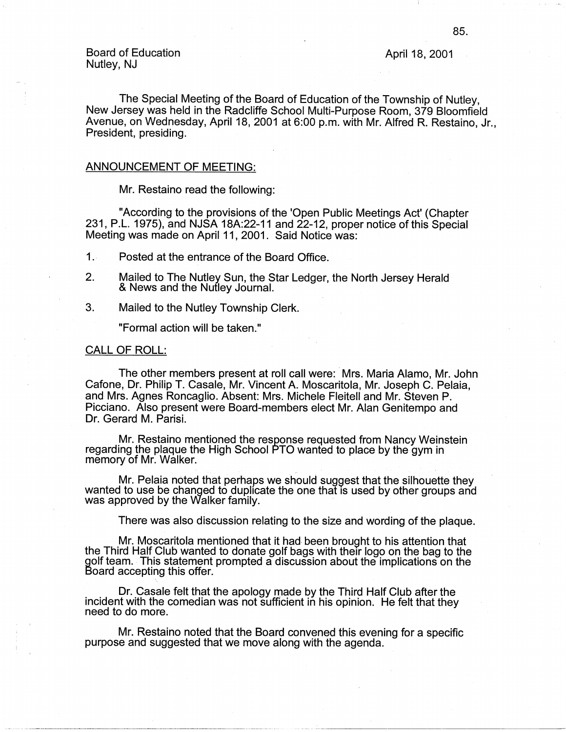Board of Education
Nutley, NJ

April 18, 2001

The Special Meeting of the Board of Education of the Township of Nutley, New Jersey was held in the Radcliffe School Multi-Purpose Room, 379 Bloomfield Avenue, on Wednesday, April 18, 2001 at 6:00 p.m. with Mr. Alfred R. Restaino, Jr., President, presiding.

ANNOUNCEMENT OF MEETING:

Mr. Restaino read the following:

"According to the provisions of the 'Open Public Meetings Act' (Chapter 231, P.L. 1975), and NJSA 18A:22-11 and 22-12, proper notice of this Special Meeting was made on April 11, 2001. Said Notice was:

1. Posted at the entrance of the Board Office.
2. Mailed to The Nutley Sun, the Star Ledger, the North Jersey Herald & News and the Nutley Journal.
3. Mailed to the Nutley Township Clerk.

"Formal action will be taken."

CALL OF ROLL:

The other members present at roll call were: Mrs. Maria Alamo, Mr. John Cafone, Dr. Philip T. Casale, Mr. Vincent A. Moscaritola, Mr. Joseph C. Pelaia, and Mrs. Agnes Roncaglio. Absent: Mrs. Michele Fleitell and Mr. Steven P. Picciano. Also present were Board-members elect Mr. Alan Genitempo and Dr. Gerard M. Parisi.

Mr. Restaino mentioned the response requested from Nancy Weinstein regarding the plaque the High School PTO wanted to place by the gym in memory of Mr. Walker.

Mr. Pelaia noted that perhaps we should suggest that the silhouette they wanted to use be changed to duplicate the one that is used by other groups and was approved by the Walker family.

There was also discussion relating to the size and wording of the plaque.

Mr. Moscaritola mentioned that it had been brought to his attention that the Third Half Club wanted to donate golf bags with their logo on the bag to the golf team. This statement prompted a discussion about the implications on the Board accepting this offer.

Dr. Casale felt that the apology made by the Third Half Club after the incident with the comedian was not sufficient in his opinion. He felt that they need to do more.

Mr. Restaino noted that the Board convened this evening for a specific purpose and suggested that we move along with the agenda.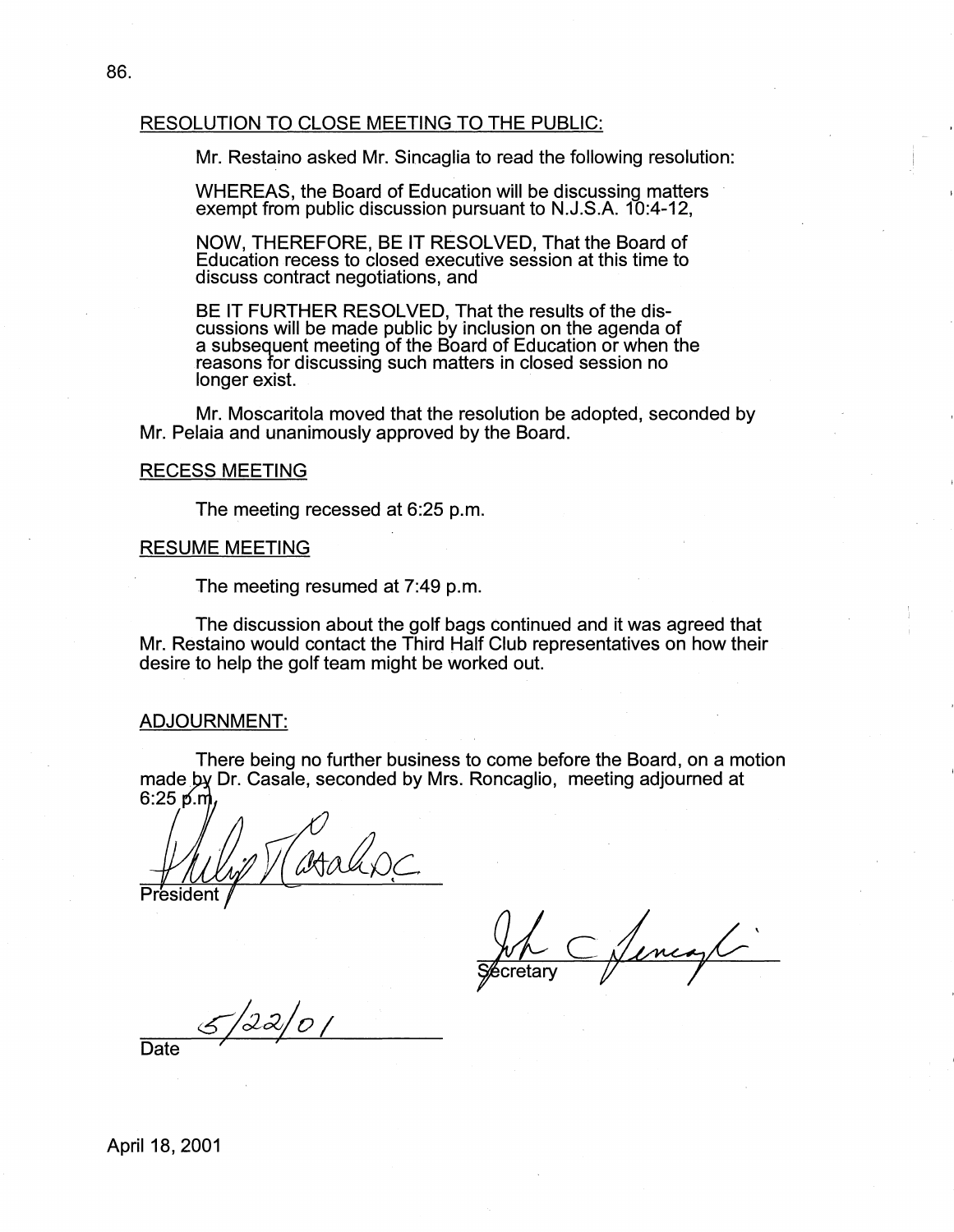RESOLUTION TO CLOSE MEETING TO THE PUBLIC:

Mr. Restaino asked Mr. Sincaglia to read the following resolution:

WHEREAS, the Board of Education will be discussing matters exempt from public discussion pursuant to N.J.S.A. 10:4-12,

NOW, THEREFORE, BE IT RESOLVED, That the Board of Education recess to closed executive session at this time to discuss contract negotiations, and

BE IT FURTHER RESOLVED, That the results of the discussions will be made public by inclusion on the agenda of a subsequent meeting of the Board of Education or when the reasons for discussing such matters in closed session no longer exist.

Mr. Moscaritola moved that the resolution be adopted, seconded by Mr. Pelaia and unanimously approved by the Board.

RECESS MEETING

The meeting recessed at 6:25 p.m.

RESUME MEETING

The meeting resumed at 7:49 p.m.

The discussion about the golf bags continued and it was agreed that Mr. Restaino would contact the Third Half Club representatives on how their desire to help the golf team might be worked out.

ADJOURNMENT:

There being no further business to come before the Board, on a motion made by Dr. Casale, seconded by Mrs. Roncaglio, meeting adjourned at 6:25 p.m.

President

Secretary

5/22/01
Date

April 18, 2001